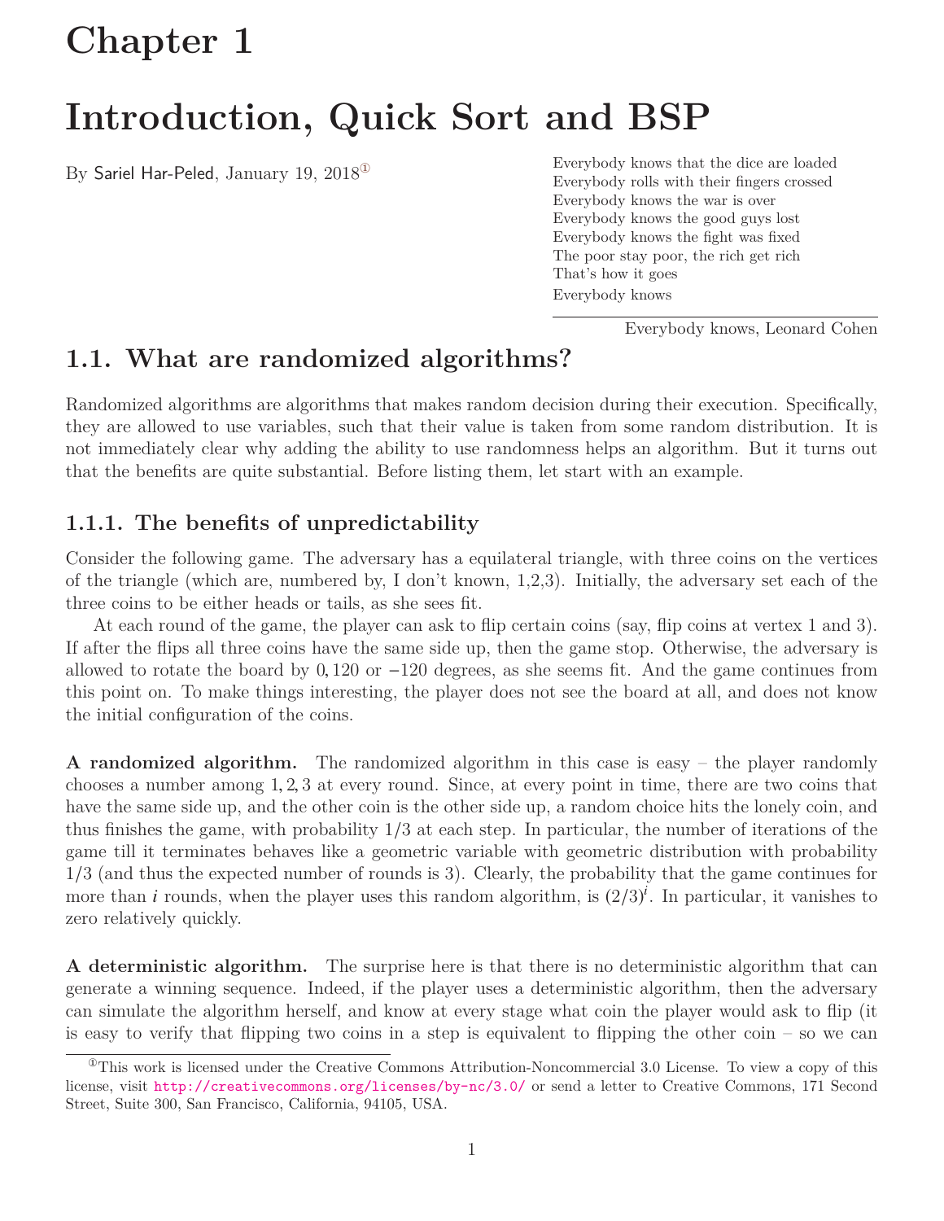# Chapter 1

# Introduction, Quick Sort and BSP

By Sariel Har-Peled, January 19, 2018[①]

Everybody knows that the dice are loaded
Everybody rolls with their fingers crossed
Everybody knows the war is over
Everybody knows the good guys lost
Everybody knows the fight was fixed
The poor stay poor, the rich get rich
That's how it goes
Everybody knows

Everybody knows, Leonard Cohen

## 1.1. What are randomized algorithms?

Randomized algorithms are algorithms that makes random decision during their execution. Specifically, they are allowed to use variables, such that their value is taken from some random distribution. It is not immediately clear why adding the ability to use randomness helps an algorithm. But it turns out that the benefits are quite substantial. Before listing them, let start with an example.

### 1.1.1. The benefits of unpredictability

Consider the following game. The adversary has a equilateral triangle, with three coins on the vertices of the triangle (which are, numbered by, I don't known, 1,2,3). Initially, the adversary set each of the three coins to be either heads or tails, as she sees fit.

At each round of the game, the player can ask to flip certain coins (say, flip coins at vertex 1 and 3). If after the flips all three coins have the same side up, then the game stop. Otherwise, the adversary is allowed to rotate the board by $0, 120$ or $-120$ degrees, as she seems fit. And the game continues from this point on. To make things interesting, the player does not see the board at all, and does not know the initial configuration of the coins.

**A randomized algorithm.** The randomized algorithm in this case is easy – the player randomly chooses a number among $1, 2, 3$ at every round. Since, at every point in time, there are two coins that have the same side up, and the other coin is the other side up, a random choice hits the lonely coin, and thus finishes the game, with probability $1/3$ at each step. In particular, the number of iterations of the game till it terminates behaves like a geometric variable with geometric distribution with probability $1/3$ (and thus the expected number of rounds is 3). Clearly, the probability that the game continues for more than $i$ rounds, when the player uses this random algorithm, is $(2/3)^i$. In particular, it vanishes to zero relatively quickly.

**A deterministic algorithm.** The surprise here is that there is no deterministic algorithm that can generate a winning sequence. Indeed, if the player uses a deterministic algorithm, then the adversary can simulate the algorithm herself, and know at every stage what coin the player would ask to flip (it is easy to verify that flipping two coins in a step is equivalent to flipping the other coin – so we can

[①] This work is licensed under the Creative Commons Attribution-Noncommercial 3.0 License. To view a copy of this license, visit http://creativecommons.org/licenses/by-nc/3.0/ or send a letter to Creative Commons, 171 Second Street, Suite 300, San Francisco, California, 94105, USA.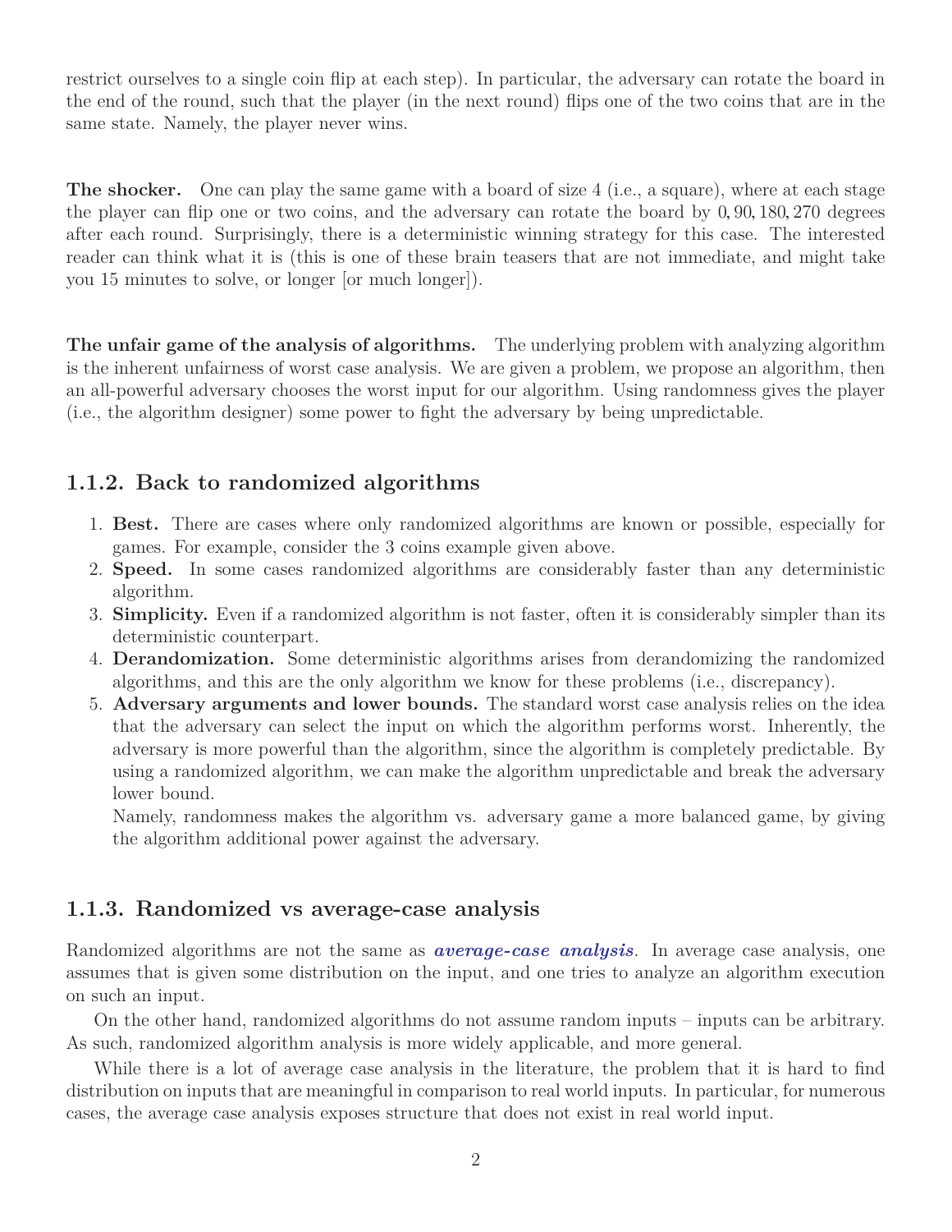restrict ourselves to a single coin flip at each step). In particular, the adversary can rotate the board in the end of the round, such that the player (in the next round) flips one of the two coins that are in the same state. Namely, the player never wins.

**The shocker.** One can play the same game with a board of size 4 (i.e., a square), where at each stage the player can flip one or two coins, and the adversary can rotate the board by $0, 90, 180, 270$ degrees after each round. Surprisingly, there is a deterministic winning strategy for this case. The interested reader can think what it is (this is one of these brain teasers that are not immediate, and might take you 15 minutes to solve, or longer [or much longer]).

**The unfair game of the analysis of algorithms.** The underlying problem with analyzing algorithm is the inherent unfairness of worst case analysis. We are given a problem, we propose an algorithm, then an all-powerful adversary chooses the worst input for our algorithm. Using randomness gives the player (i.e., the algorithm designer) some power to fight the adversary by being unpredictable.

### 1.1.2. Back to randomized algorithms

1. **Best.** There are cases where only randomized algorithms are known or possible, especially for games. For example, consider the 3 coins example given above.
2. **Speed.** In some cases randomized algorithms are considerably faster than any deterministic algorithm.
3. **Simplicity.** Even if a randomized algorithm is not faster, often it is considerably simpler than its deterministic counterpart.
4. **Derandomization.** Some deterministic algorithms arises from derandomizing the randomized algorithms, and this are the only algorithm we know for these problems (i.e., discrepancy).
5. **Adversary arguments and lower bounds.** The standard worst case analysis relies on the idea that the adversary can select the input on which the algorithm performs worst. Inherently, the adversary is more powerful than the algorithm, since the algorithm is completely predictable. By using a randomized algorithm, we can make the algorithm unpredictable and break the adversary lower bound.

   Namely, randomness makes the algorithm vs. adversary game a more balanced game, by giving the algorithm additional power against the adversary.

### 1.1.3. Randomized vs average-case analysis

Randomized algorithms are not the same as ***average-case analysis***. In average case analysis, one assumes that is given some distribution on the input, and one tries to analyze an algorithm execution on such an input.

On the other hand, randomized algorithms do not assume random inputs – inputs can be arbitrary. As such, randomized algorithm analysis is more widely applicable, and more general.

While there is a lot of average case analysis in the literature, the problem that it is hard to find distribution on inputs that are meaningful in comparison to real world inputs. In particular, for numerous cases, the average case analysis exposes structure that does not exist in real world input.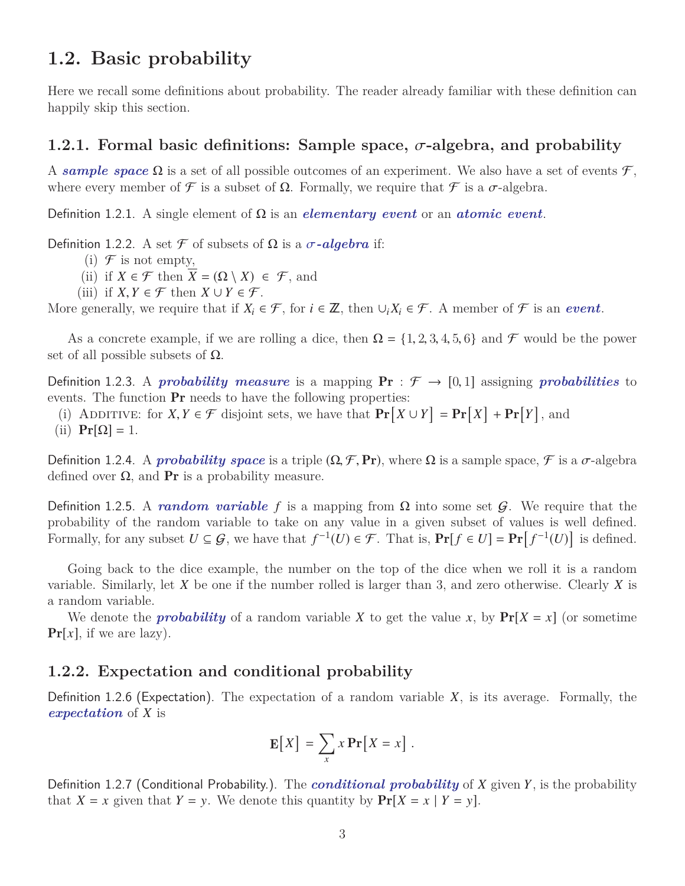## 1.2. Basic probability

Here we recall some definitions about probability. The reader already familiar with these definition can happily skip this section.

### 1.2.1. Formal basic definitions: Sample space, $\sigma$-algebra, and probability

A ***sample space*** $\Omega$ is a set of all possible outcomes of an experiment. We also have a set of events $\mathcal{F}$, where every member of $\mathcal{F}$ is a subset of $\Omega$. Formally, we require that $\mathcal{F}$ is a $\sigma$-algebra.

Definition 1.2.1. A single element of $\Omega$ is an ***elementary event*** or an ***atomic event***.

Definition 1.2.2. A set $\mathcal{F}$ of subsets of $\Omega$ is a ***$\sigma$-algebra*** if:

(i) $\mathcal{F}$ is not empty,

(ii) if $X \in \mathcal{F}$ then $\overline{X} = (\Omega \setminus X) \in \mathcal{F}$, and

(iii) if $X, Y \in \mathcal{F}$ then $X \cup Y \in \mathcal{F}$.

More generally, we require that if $X_i \in \mathcal{F}$, for $i \in \mathbb{Z}$, then $\cup_i X_i \in \mathcal{F}$. A member of $\mathcal{F}$ is an ***event***.

As a concrete example, if we are rolling a dice, then $\Omega = \{1, 2, 3, 4, 5, 6\}$ and $\mathcal{F}$ would be the power set of all possible subsets of $\Omega$.

Definition 1.2.3. A ***probability measure*** is a mapping $\mathbf{Pr} : \mathcal{F} \to [0, 1]$ assigning ***probabilities*** to events. The function $\mathbf{Pr}$ needs to have the following properties:

(i) Additive: for $X, Y \in \mathcal{F}$ disjoint sets, we have that $\mathbf{Pr}\left[X \cup Y\right] = \mathbf{Pr}\left[X\right] + \mathbf{Pr}\left[Y\right]$, and

(ii) $\mathbf{Pr}[\Omega] = 1$.

Definition 1.2.4. A ***probability space*** is a triple $(\Omega, \mathcal{F}, \mathbf{Pr})$, where $\Omega$ is a sample space, $\mathcal{F}$ is a $\sigma$-algebra defined over $\Omega$, and $\mathbf{Pr}$ is a probability measure.

Definition 1.2.5. A ***random variable*** $f$ is a mapping from $\Omega$ into some set $\mathcal{G}$. We require that the probability of the random variable to take on any value in a given subset of values is well defined. Formally, for any subset $U \subseteq \mathcal{G}$, we have that $f^{-1}(U) \in \mathcal{F}$. That is, $\mathbf{Pr}[f \in U] = \mathbf{Pr}\left[f^{-1}(U)\right]$ is defined.

Going back to the dice example, the number on the top of the dice when we roll it is a random variable. Similarly, let $X$ be one if the number rolled is larger than 3, and zero otherwise. Clearly $X$ is a random variable.

We denote the ***probability*** of a random variable $X$ to get the value $x$, by $\mathbf{Pr}[X = x]$ (or sometime $\mathbf{Pr}[x]$, if we are lazy).

### 1.2.2. Expectation and conditional probability

Definition 1.2.6 (Expectation). The expectation of a random variable $X$, is its average. Formally, the ***expectation*** of $X$ is

$$\mathbf{E}\left[X\right] = \sum_{x} x \,\mathbf{Pr}\left[X = x\right].$$

Definition 1.2.7 (Conditional Probability.). The ***conditional probability*** of $X$ given $Y$, is the probability that $X = x$ given that $Y = y$. We denote this quantity by $\mathbf{Pr}[X = x \mid Y = y]$.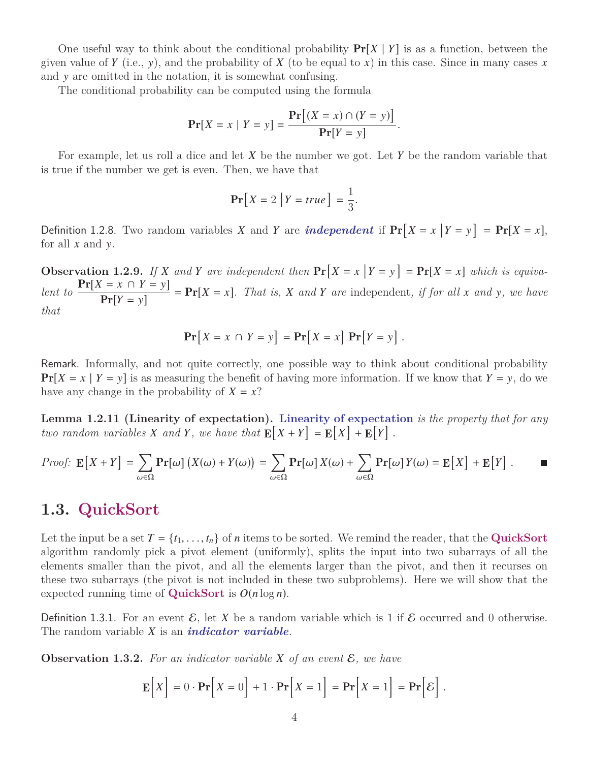One useful way to think about the conditional probability $\mathbf{Pr}[X \mid Y]$ is as a function, between the given value of $Y$ (i.e., $y$), and the probability of $X$ (to be equal to $x$) in this case. Since in many cases $x$ and $y$ are omitted in the notation, it is somewhat confusing.

The conditional probability can be computed using the formula

$$\mathbf{Pr}[X = x \mid Y = y] = \frac{\mathbf{Pr}\big[(X = x) \cap (Y = y)\big]}{\mathbf{Pr}[Y = y]}.$$

For example, let us roll a dice and let $X$ be the number we got. Let $Y$ be the random variable that is true if the number we get is even. Then, we have that

$$\mathbf{Pr}\Big[X = 2 \;\Big|\; Y = true\Big] = \frac{1}{3}.$$

Definition 1.2.8. Two random variables $X$ and $Y$ are ***independent*** if $\mathbf{Pr}\Big[X = x \;\Big|\; Y = y\Big] = \mathbf{Pr}[X = x]$, for all $x$ and $y$.

**Observation 1.2.9.** *If $X$ and $Y$ are independent then $\mathbf{Pr}\Big[X = x \;\Big|\; Y = y\Big] = \mathbf{Pr}[X = x]$ which is equivalent to $\dfrac{\mathbf{Pr}[X = x \cap Y = y]}{\mathbf{Pr}[Y = y]} = \mathbf{Pr}[X = x]$. That is, $X$ and $Y$ are* independent*, if for all $x$ and $y$, we have that*

$$\mathbf{Pr}\Big[X = x \;\cap\; Y = y\Big] = \mathbf{Pr}\Big[X = x\Big]\, \mathbf{Pr}\Big[Y = y\Big].$$

Remark. Informally, and not quite correctly, one possible way to think about conditional probability $\mathbf{Pr}[X = x \mid Y = y]$ is as measuring the benefit of having more information. If we know that $Y = y$, do we have any change in the probability of $X = x$?

**Lemma 1.2.11 (Linearity of expectation).** **Linearity of expectation** *is the property that for any two random variables $X$ and $Y$, we have that $\mathbf{E}\Big[X + Y\Big] = \mathbf{E}\Big[X\Big] + \mathbf{E}\Big[Y\Big]$.*

*Proof:* $\mathbf{E}\Big[X + Y\Big] = \sum_{\omega \in \Omega} \mathbf{Pr}[\omega] \big(X(\omega) + Y(\omega)\big) = \sum_{\omega \in \Omega} \mathbf{Pr}[\omega]\, X(\omega) + \sum_{\omega \in \Omega} \mathbf{Pr}[\omega]\, Y(\omega) = \mathbf{E}\Big[X\Big] + \mathbf{E}\Big[Y\Big]$. ■

## 1.3. QuickSort

Let the input be a set $T = \{t_1, \ldots, t_n\}$ of $n$ items to be sorted. We remind the reader, that the **QuickSort** algorithm randomly pick a pivot element (uniformly), splits the input into two subarrays of all the elements smaller than the pivot, and all the elements larger than the pivot, and then it recurses on these two subarrays (the pivot is not included in these two subproblems). Here we will show that the expected running time of **QuickSort** is $O(n \log n)$.

Definition 1.3.1. For an event $\mathcal{E}$, let $X$ be a random variable which is 1 if $\mathcal{E}$ occurred and 0 otherwise. The random variable $X$ is an ***indicator variable***.

**Observation 1.3.2.** *For an indicator variable $X$ of an event $\mathcal{E}$, we have*

$$\mathbf{E}\Big[X\Big] = 0 \cdot \mathbf{Pr}\Big[X = 0\Big] + 1 \cdot \mathbf{Pr}\Big[X = 1\Big] = \mathbf{Pr}\Big[X = 1\Big] = \mathbf{Pr}\Big[\mathcal{E}\Big].$$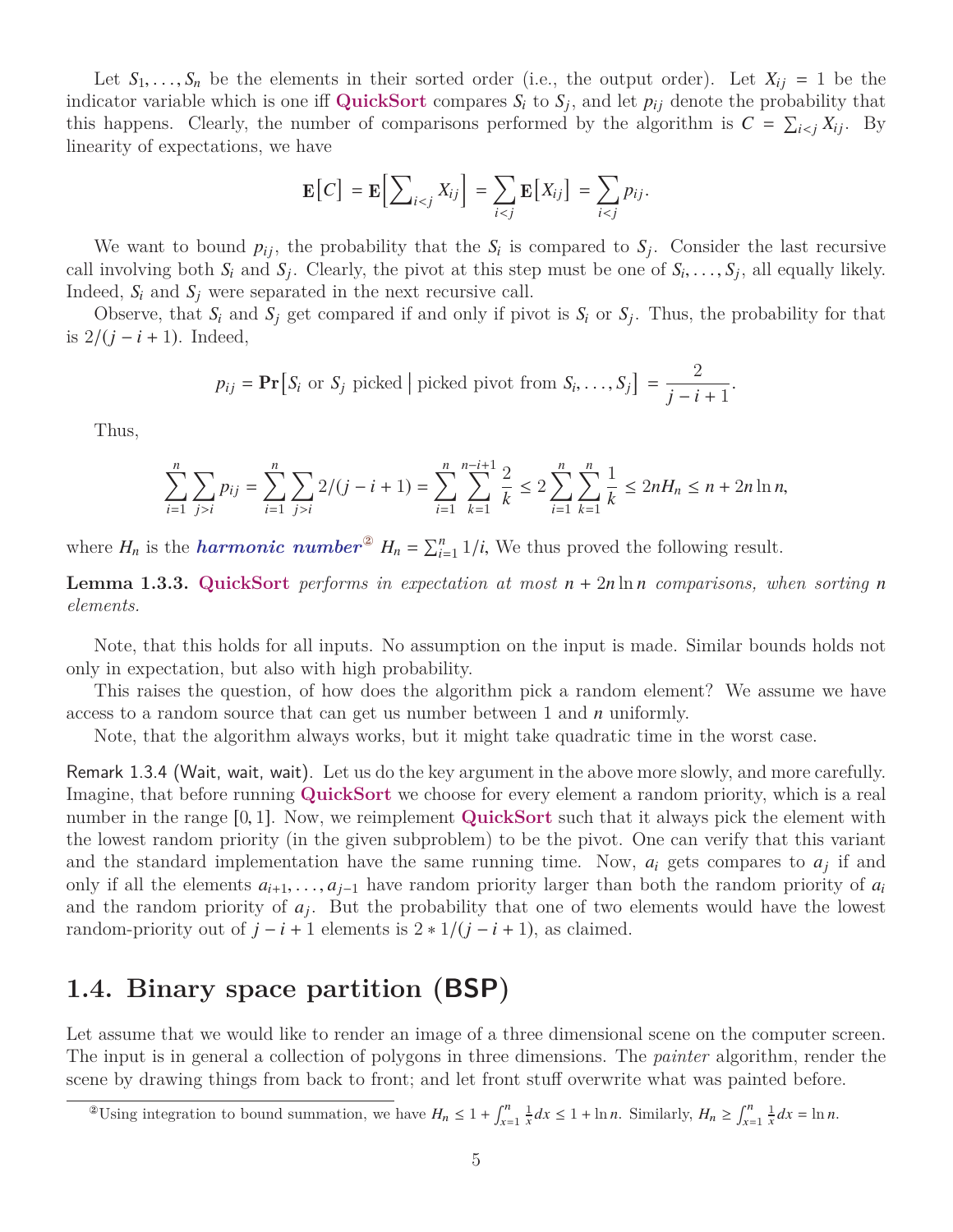Let $S_1, \ldots, S_n$ be the elements in their sorted order (i.e., the output order). Let $X_{ij} = 1$ be the indicator variable which is one iff **QuickSort** compares $S_i$ to $S_j$, and let $p_{ij}$ denote the probability that this happens. Clearly, the number of comparisons performed by the algorithm is $C = \sum_{i<j} X_{ij}$. By linearity of expectations, we have

$$\mathbf{E}\big[C\big] = \mathbf{E}\Big[\sum_{i<j} X_{ij}\Big] = \sum_{i<j} \mathbf{E}\big[X_{ij}\big] = \sum_{i<j} p_{ij}.$$

We want to bound $p_{ij}$, the probability that the $S_i$ is compared to $S_j$. Consider the last recursive call involving both $S_i$ and $S_j$. Clearly, the pivot at this step must be one of $S_i, \ldots, S_j$, all equally likely. Indeed, $S_i$ and $S_j$ were separated in the next recursive call.

Observe, that $S_i$ and $S_j$ get compared if and only if pivot is $S_i$ or $S_j$. Thus, the probability for that is $2/(j - i + 1)$. Indeed,

$$p_{ij} = \mathbf{Pr}\Big[S_i \text{ or } S_j \text{ picked} \;\Big|\; \text{picked pivot from } S_i, \ldots, S_j\Big] = \frac{2}{j - i + 1}.$$

Thus,

$$\sum_{i=1}^{n} \sum_{j>i} p_{ij} = \sum_{i=1}^{n} \sum_{j>i} 2/(j - i + 1) = \sum_{i=1}^{n} \sum_{k=1}^{n-i+1} \frac{2}{k} \leq 2 \sum_{i=1}^{n} \sum_{k=1}^{n} \frac{1}{k} \leq 2nH_n \leq n + 2n \ln n,$$

where $H_n$ is the ***harmonic number***[2] $H_n = \sum_{i=1}^{n} 1/i$, We thus proved the following result.

**Lemma 1.3.3.** **QuickSort** *performs in expectation at most $n + 2n \ln n$ comparisons, when sorting $n$ elements.*

Note, that this holds for all inputs. No assumption on the input is made. Similar bounds holds not only in expectation, but also with high probability.

This raises the question, of how does the algorithm pick a random element? We assume we have access to a random source that can get us number between 1 and $n$ uniformly.

Note, that the algorithm always works, but it might take quadratic time in the worst case.

Remark 1.3.4 (Wait, wait, wait). Let us do the key argument in the above more slowly, and more carefully. Imagine, that before running **QuickSort** we choose for every element a random priority, which is a real number in the range $[0, 1]$. Now, we reimplement **QuickSort** such that it always pick the element with the lowest random priority (in the given subproblem) to be the pivot. One can verify that this variant and the standard implementation have the same running time. Now, $a_i$ gets compares to $a_j$ if and only if all the elements $a_{i+1}, \ldots, a_{j-1}$ have random priority larger than both the random priority of $a_i$ and the random priority of $a_j$. But the probability that one of two elements would have the lowest random-priority out of $j - i + 1$ elements is $2 * 1/(j - i + 1)$, as claimed.

## 1.4. Binary space partition (BSP)

Let assume that we would like to render an image of a three dimensional scene on the computer screen. The input is in general a collection of polygons in three dimensions. The *painter* algorithm, render the scene by drawing things from back to front; and let front stuff overwrite what was painted before.

[2] Using integration to bound summation, we have $H_n \leq 1 + \int_{x=1}^{n} \frac{1}{x} dx \leq 1 + \ln n$. Similarly, $H_n \geq \int_{x=1}^{n} \frac{1}{x} dx = \ln n$.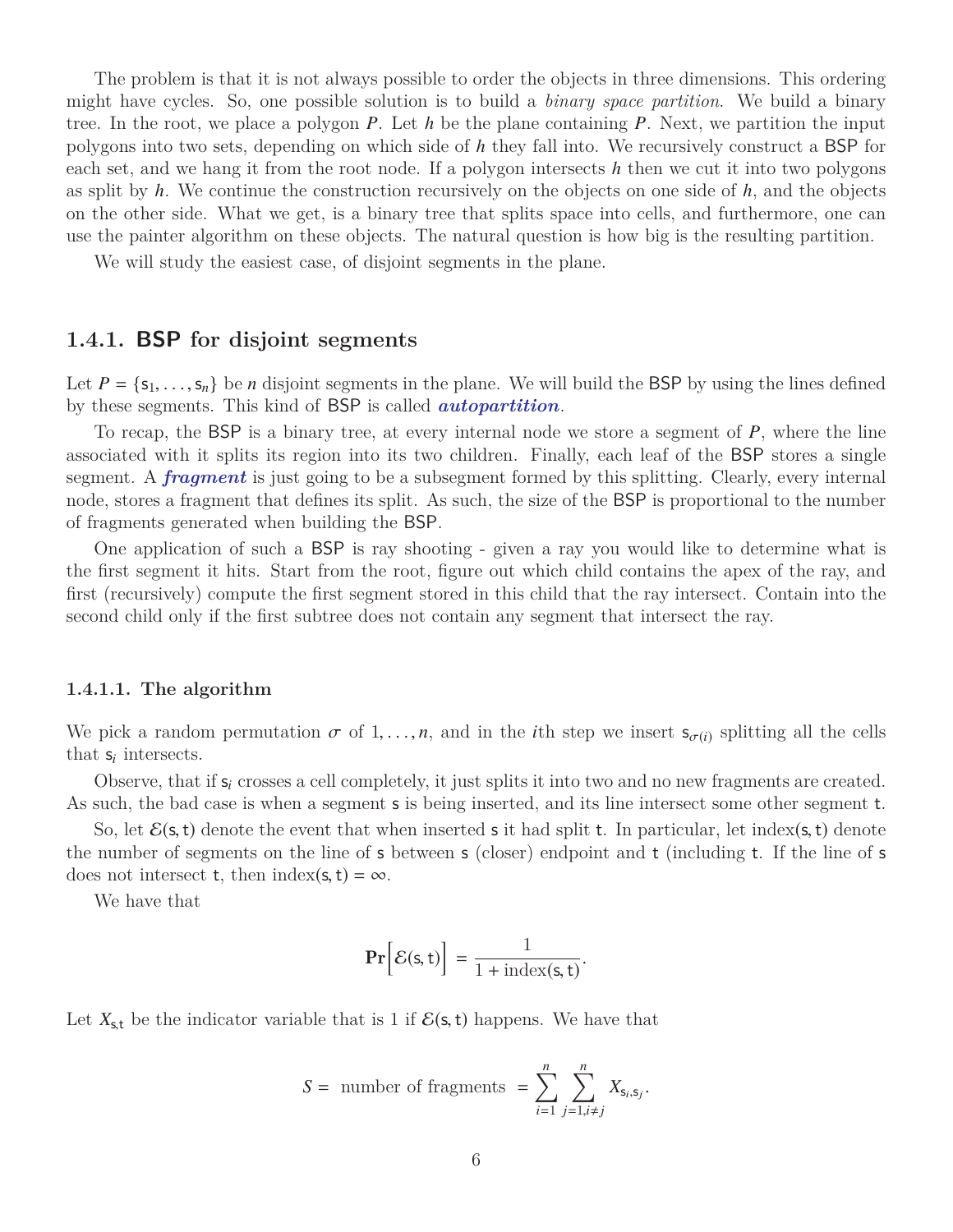The problem is that it is not always possible to order the objects in three dimensions. This ordering might have cycles. So, one possible solution is to build a *binary space partition*. We build a binary tree. In the root, we place a polygon $P$. Let $h$ be the plane containing $P$. Next, we partition the input polygons into two sets, depending on which side of $h$ they fall into. We recursively construct a BSP for each set, and we hang it from the root node. If a polygon intersects $h$ then we cut it into two polygons as split by $h$. We continue the construction recursively on the objects on one side of $h$, and the objects on the other side. What we get, is a binary tree that splits space into cells, and furthermore, one can use the painter algorithm on these objects. The natural question is how big is the resulting partition.

We will study the easiest case, of disjoint segments in the plane.

### 1.4.1. BSP for disjoint segments

Let $P = \{s_1, \ldots, s_n\}$ be $n$ disjoint segments in the plane. We will build the BSP by using the lines defined by these segments. This kind of BSP is called ***autopartition***.

To recap, the BSP is a binary tree, at every internal node we store a segment of $P$, where the line associated with it splits its region into its two children. Finally, each leaf of the BSP stores a single segment. A ***fragment*** is just going to be a subsegment formed by this splitting. Clearly, every internal node, stores a fragment that defines its split. As such, the size of the BSP is proportional to the number of fragments generated when building the BSP.

One application of such a BSP is ray shooting - given a ray you would like to determine what is the first segment it hits. Start from the root, figure out which child contains the apex of the ray, and first (recursively) compute the first segment stored in this child that the ray intersect. Contain into the second child only if the first subtree does not contain any segment that intersect the ray.

#### 1.4.1.1. The algorithm

We pick a random permutation $\sigma$ of $1, \ldots, n$, and in the $i$th step we insert $s_{\sigma(i)}$ splitting all the cells that $s_i$ intersects.

Observe, that if $s_i$ crosses a cell completely, it just splits it into two and no new fragments are created. As such, the bad case is when a segment s is being inserted, and its line intersect some other segment t.

So, let $\mathcal{E}(s,t)$ denote the event that when inserted s it had split t. In particular, let $\mathrm{index}(s,t)$ denote the number of segments on the line of s between s (closer) endpoint and t (including t. If the line of s does not intersect t, then $\mathrm{index}(s,t) = \infty$.

We have that

$$\mathbf{Pr}\Big[\mathcal{E}(s,t)\Big] = \frac{1}{1 + \mathrm{index}(s,t)}.$$

Let $X_{s,t}$ be the indicator variable that is 1 if $\mathcal{E}(s,t)$ happens. We have that

$$S = \text{ number of fragments } = \sum_{i=1}^{n} \sum_{j=1, i \neq j}^{n} X_{s_i, s_j}.$$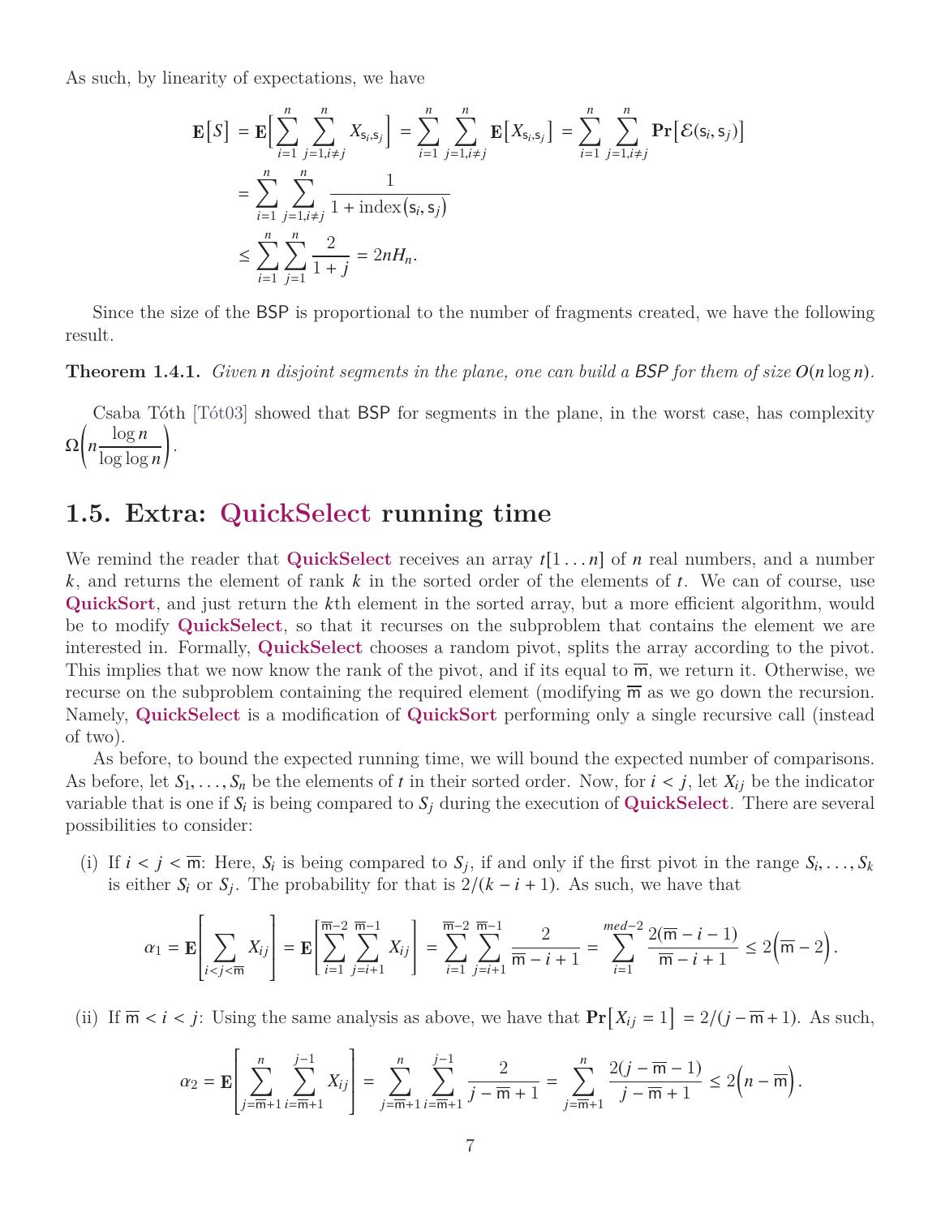As such, by linearity of expectations, we have

$$
\begin{aligned}
\mathbf{E}\big[S\big] &= \mathbf{E}\Big[\sum_{i=1}^{n} \sum_{j=1, i\neq j}^{n} X_{\mathsf{s}_i, \mathsf{s}_j}\Big] = \sum_{i=1}^{n} \sum_{j=1, i\neq j}^{n} \mathbf{E}\big[X_{\mathsf{s}_i, \mathsf{s}_j}\big] = \sum_{i=1}^{n} \sum_{j=1, i\neq j}^{n} \mathbf{Pr}\big[\mathcal{E}(\mathsf{s}_i, \mathsf{s}_j)\big] \\
&= \sum_{i=1}^{n} \sum_{j=1, i\neq j}^{n} \frac{1}{1 + \operatorname{index}(\mathsf{s}_i, \mathsf{s}_j)} \\
&\leq \sum_{i=1}^{n} \sum_{j=1}^{n} \frac{2}{1+j} = 2nH_n.
\end{aligned}
$$

Since the size of the BSP is proportional to the number of fragments created, we have the following result.

**Theorem 1.4.1.** *Given $n$ disjoint segments in the plane, one can build a BSP for them of size $O(n \log n)$.*

Csaba Tóth [Tót03] showed that BSP for segments in the plane, in the worst case, has complexity $\Omega\left(n \frac{\log n}{\log \log n}\right)$.

## 1.5. Extra: QuickSelect running time

We remind the reader that **QuickSelect** receives an array $t[1 \ldots n]$ of $n$ real numbers, and a number $k$, and returns the element of rank $k$ in the sorted order of the elements of $t$. We can of course, use **QuickSort**, and just return the $k$th element in the sorted array, but a more efficient algorithm, would be to modify **QuickSelect**, so that it recurses on the subproblem that contains the element we are interested in. Formally, **QuickSelect** chooses a random pivot, splits the array according to the pivot. This implies that we now know the rank of the pivot, and if its equal to $\overline{\mathsf{m}}$, we return it. Otherwise, we recurse on the subproblem containing the required element (modifying $\overline{\mathsf{m}}$ as we go down the recursion. Namely, **QuickSelect** is a modification of **QuickSort** performing only a single recursive call (instead of two).

As before, to bound the expected running time, we will bound the expected number of comparisons. As before, let $S_1, \ldots, S_n$ be the elements of $t$ in their sorted order. Now, for $i < j$, let $X_{ij}$ be the indicator variable that is one if $S_i$ is being compared to $S_j$ during the execution of **QuickSelect**. There are several possibilities to consider:

(i) If $i < j < \overline{\mathsf{m}}$: Here, $S_i$ is being compared to $S_j$, if and only if the first pivot in the range $S_i, \ldots, S_k$ is either $S_i$ or $S_j$. The probability for that is $2/(k - i + 1)$. As such, we have that

$$
\alpha_1 = \mathbf{E}\left[\sum_{i<j<\overline{\mathsf{m}}} X_{ij}\right] = \mathbf{E}\left[\sum_{i=1}^{\overline{\mathsf{m}}-2} \sum_{j=i+1}^{\overline{\mathsf{m}}-1} X_{ij}\right] = \sum_{i=1}^{\overline{\mathsf{m}}-2} \sum_{j=i+1}^{\overline{\mathsf{m}}-1} \frac{2}{\overline{\mathsf{m}} - i + 1} = \sum_{i=1}^{med-2} \frac{2(\overline{\mathsf{m}} - i - 1)}{\overline{\mathsf{m}} - i + 1} \leq 2\Big(\overline{\mathsf{m}} - 2\Big).
$$

(ii) If $\overline{\mathsf{m}} < i < j$: Using the same analysis as above, we have that $\mathbf{Pr}\big[X_{ij} = 1\big] = 2/(j - \overline{\mathsf{m}} + 1)$. As such,

$$
\alpha_2 = \mathbf{E}\left[\sum_{j=\overline{\mathsf{m}}+1}^{n} \sum_{i=\overline{\mathsf{m}}+1}^{j-1} X_{ij}\right] = \sum_{j=\overline{\mathsf{m}}+1}^{n} \sum_{i=\overline{\mathsf{m}}+1}^{j-1} \frac{2}{j - \overline{\mathsf{m}} + 1} = \sum_{j=\overline{\mathsf{m}}+1}^{n} \frac{2(j - \overline{\mathsf{m}} - 1)}{j - \overline{\mathsf{m}} + 1} \leq 2\Big(n - \overline{\mathsf{m}}\Big).
$$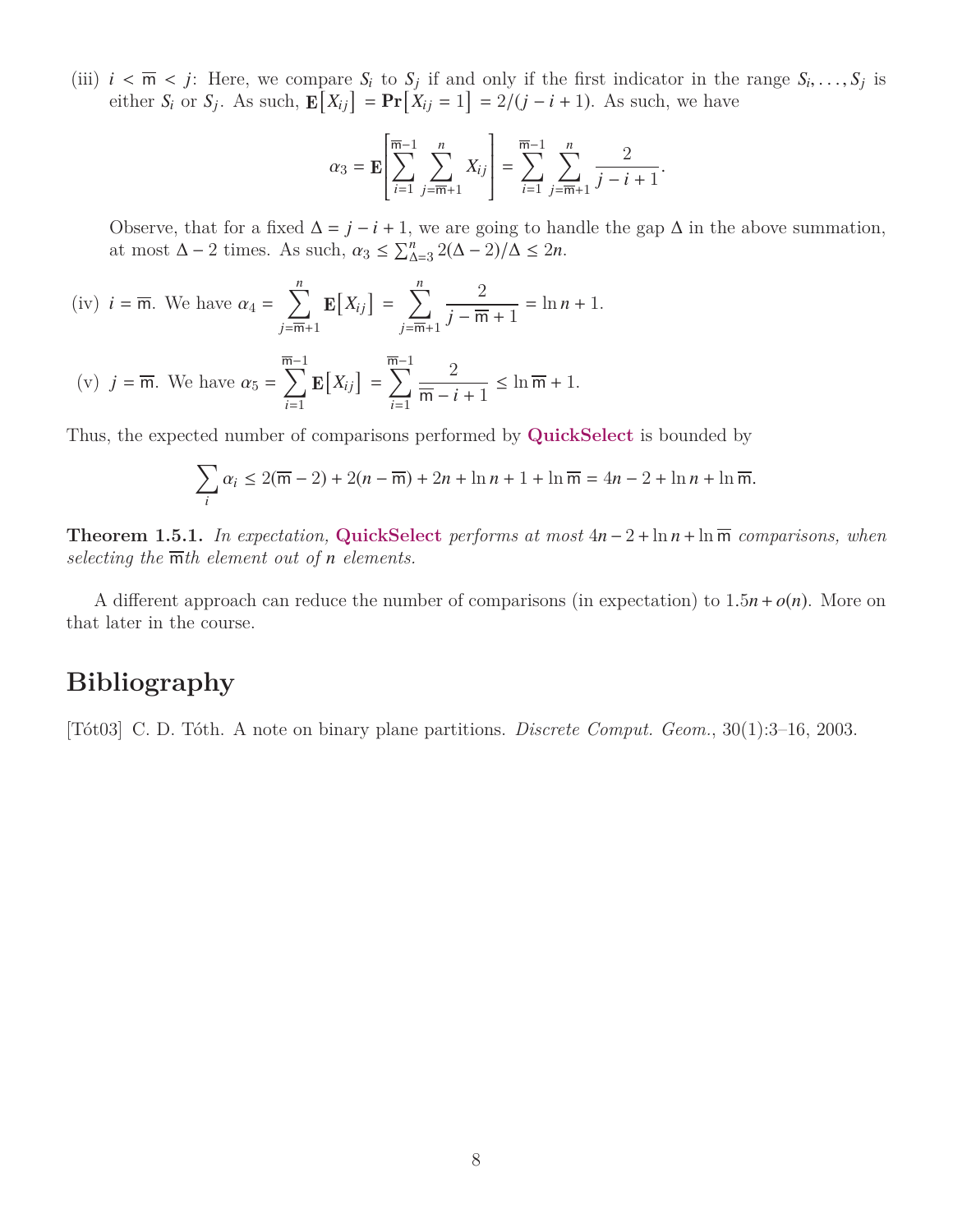(iii) $i < \overline{m} < j$: Here, we compare $S_i$ to $S_j$ if and only if the first indicator in the range $S_i, \ldots, S_j$ is either $S_i$ or $S_j$. As such, $\mathbf{E}\left[X_{ij}\right] = \mathbf{Pr}\left[X_{ij} = 1\right] = 2/(j - i + 1)$. As such, we have

$$\alpha_3 = \mathbf{E}\left[\sum_{i=1}^{\overline{m}-1} \sum_{j=\overline{m}+1}^{n} X_{ij}\right] = \sum_{i=1}^{\overline{m}-1} \sum_{j=\overline{m}+1}^{n} \frac{2}{j - i + 1}.$$

Observe, that for a fixed $\Delta = j - i + 1$, we are going to handle the gap $\Delta$ in the above summation, at most $\Delta - 2$ times. As such, $\alpha_3 \leq \sum_{\Delta=3}^{n} 2(\Delta - 2)/\Delta \leq 2n$.

(iv) $i = \overline{m}$. We have $\alpha_4 = \displaystyle\sum_{j=\overline{m}+1}^{n} \mathbf{E}\left[X_{ij}\right] = \sum_{j=\overline{m}+1}^{n} \frac{2}{j - \overline{m} + 1} = \ln n + 1.$

(v) $j = \overline{m}$. We have $\alpha_5 = \displaystyle\sum_{i=1}^{\overline{m}-1} \mathbf{E}\left[X_{ij}\right] = \sum_{i=1}^{\overline{m}-1} \frac{2}{\overline{m} - i + 1} \leq \ln \overline{m} + 1.$

Thus, the expected number of comparisons performed by **QuickSelect** is bounded by

$$\sum_i \alpha_i \leq 2(\overline{m} - 2) + 2(n - \overline{m}) + 2n + \ln n + 1 + \ln \overline{m} = 4n - 2 + \ln n + \ln \overline{m}.$$

**Theorem 1.5.1.** *In expectation,* **QuickSelect** *performs at most* $4n - 2 + \ln n + \ln \overline{m}$ *comparisons, when selecting the* $\overline{m}$*th element out of* $n$ *elements.*

A different approach can reduce the number of comparisons (in expectation) to $1.5n + o(n)$. More on that later in the course.

# Bibliography

[Tót03] C. D. Tóth. A note on binary plane partitions. *Discrete Comput. Geom.*, 30(1):3–16, 2003.